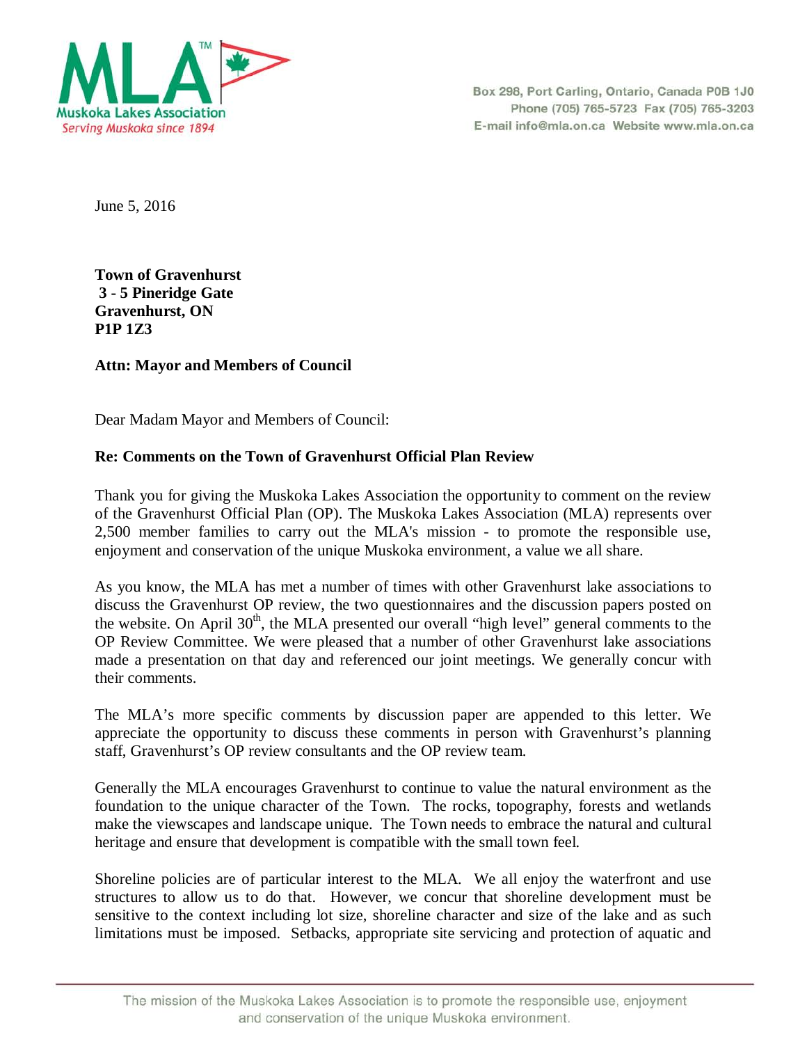MLA™
Muskoka Lakes Association
*Serving Muskoka since 1894*

Box 298, Port Carling, Ontario, Canada P0B 1J0
Phone (705) 765-5723 Fax (705) 765-3203
E-mail info@mla.on.ca Website www.mla.on.ca

June 5, 2016

**Town of Gravenhurst**
**3 - 5 Pineridge Gate**
**Gravenhurst, ON**
**P1P 1Z3**

**Attn: Mayor and Members of Council**

Dear Madam Mayor and Members of Council:

**Re: Comments on the Town of Gravenhurst Official Plan Review**

Thank you for giving the Muskoka Lakes Association the opportunity to comment on the review of the Gravenhurst Official Plan (OP). The Muskoka Lakes Association (MLA) represents over 2,500 member families to carry out the MLA's mission - to promote the responsible use, enjoyment and conservation of the unique Muskoka environment, a value we all share.

As you know, the MLA has met a number of times with other Gravenhurst lake associations to discuss the Gravenhurst OP review, the two questionnaires and the discussion papers posted on the website. On April 30th, the MLA presented our overall "high level" general comments to the OP Review Committee. We were pleased that a number of other Gravenhurst lake associations made a presentation on that day and referenced our joint meetings. We generally concur with their comments.

The MLA's more specific comments by discussion paper are appended to this letter. We appreciate the opportunity to discuss these comments in person with Gravenhurst's planning staff, Gravenhurst's OP review consultants and the OP review team.

Generally the MLA encourages Gravenhurst to continue to value the natural environment as the foundation to the unique character of the Town. The rocks, topography, forests and wetlands make the viewscapes and landscape unique. The Town needs to embrace the natural and cultural heritage and ensure that development is compatible with the small town feel.

Shoreline policies are of particular interest to the MLA. We all enjoy the waterfront and use structures to allow us to do that. However, we concur that shoreline development must be sensitive to the context including lot size, shoreline character and size of the lake and as such limitations must be imposed. Setbacks, appropriate site servicing and protection of aquatic and

The mission of the Muskoka Lakes Association is to promote the responsible use, enjoyment and conservation of the unique Muskoka environment.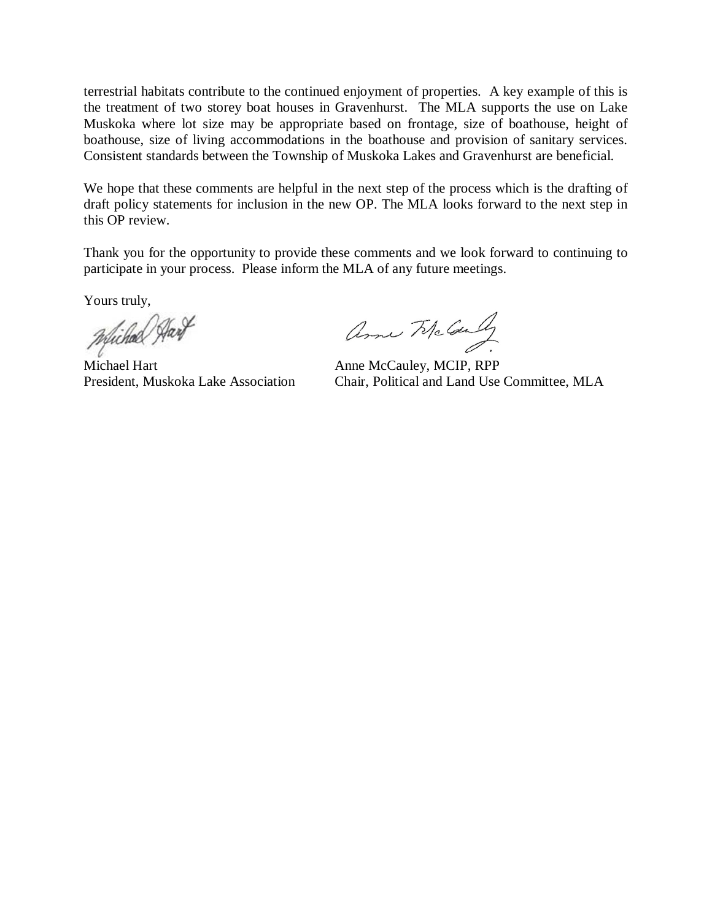terrestrial habitats contribute to the continued enjoyment of properties. A key example of this is the treatment of two storey boat houses in Gravenhurst. The MLA supports the use on Lake Muskoka where lot size may be appropriate based on frontage, size of boathouse, height of boathouse, size of living accommodations in the boathouse and provision of sanitary services. Consistent standards between the Township of Muskoka Lakes and Gravenhurst are beneficial.

We hope that these comments are helpful in the next step of the process which is the drafting of draft policy statements for inclusion in the new OP. The MLA looks forward to the next step in this OP review.

Thank you for the opportunity to provide these comments and we look forward to continuing to participate in your process. Please inform the MLA of any future meetings.

Yours truly,

Michael Hart
President, Muskoka Lake Association

Anne McCauley, MCIP, RPP
Chair, Political and Land Use Committee, MLA